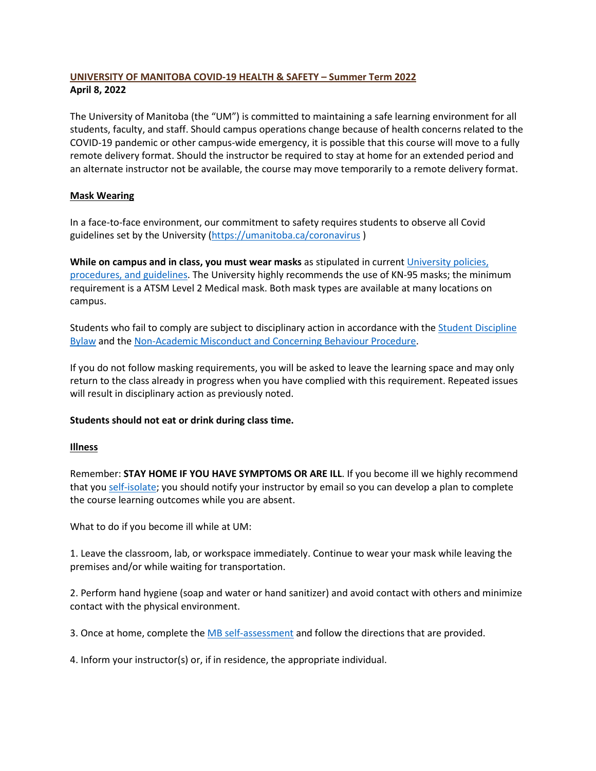# UNIVERSITY OF MANITOBA COVID-19 HEALTH & SAFETY – Summer Term 2022

**April 8, 2022**

The University of Manitoba (the "UM") is committed to maintaining a safe learning environment for all students, faculty, and staff. Should campus operations change because of health concerns related to the COVID-19 pandemic or other campus-wide emergency, it is possible that this course will move to a fully remote delivery format. Should the instructor be required to stay at home for an extended period and an alternate instructor not be available, the course may move temporarily to a remote delivery format.

## Mask Wearing

In a face-to-face environment, our commitment to safety requires students to observe all Covid guidelines set by the University (https://umanitoba.ca/coronavirus )

**While on campus and in class, you must wear masks** as stipulated in current University policies, procedures, and guidelines. The University highly recommends the use of KN-95 masks; the minimum requirement is a ATSM Level 2 Medical mask. Both mask types are available at many locations on campus.

Students who fail to comply are subject to disciplinary action in accordance with the Student Discipline Bylaw and the Non-Academic Misconduct and Concerning Behaviour Procedure.

If you do not follow masking requirements, you will be asked to leave the learning space and may only return to the class already in progress when you have complied with this requirement. Repeated issues will result in disciplinary action as previously noted.

**Students should not eat or drink during class time.**

## Illness

Remember: **STAY HOME IF YOU HAVE SYMPTOMS OR ARE ILL**. If you become ill we highly recommend that you self-isolate; you should notify your instructor by email so you can develop a plan to complete the course learning outcomes while you are absent.

What to do if you become ill while at UM:

1. Leave the classroom, lab, or workspace immediately. Continue to wear your mask while leaving the premises and/or while waiting for transportation.

2. Perform hand hygiene (soap and water or hand sanitizer) and avoid contact with others and minimize contact with the physical environment.

3. Once at home, complete the MB self-assessment and follow the directions that are provided.

4. Inform your instructor(s) or, if in residence, the appropriate individual.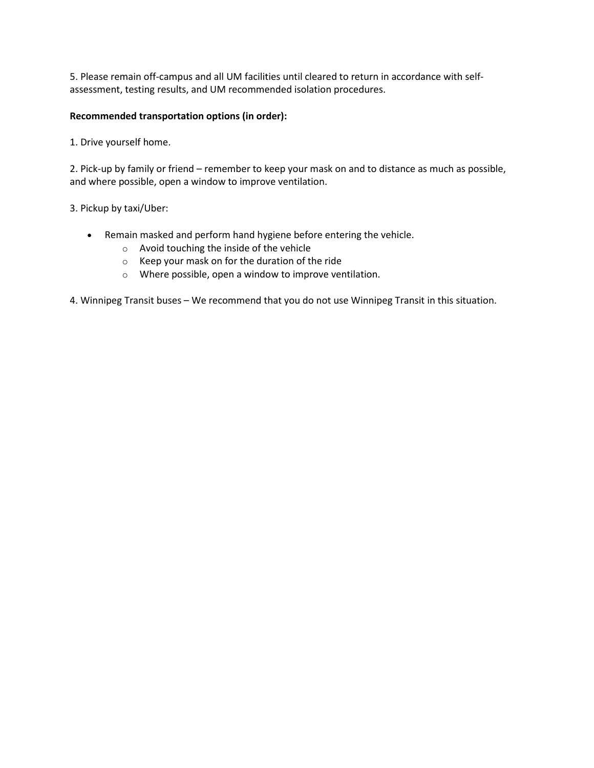5. Please remain off-campus and all UM facilities until cleared to return in accordance with self-assessment, testing results, and UM recommended isolation procedures.

**Recommended transportation options (in order):**

1. Drive yourself home.

2. Pick-up by family or friend – remember to keep your mask on and to distance as much as possible, and where possible, open a window to improve ventilation.

3. Pickup by taxi/Uber:

- Remain masked and perform hand hygiene before entering the vehicle.
    - Avoid touching the inside of the vehicle
    - Keep your mask on for the duration of the ride
    - Where possible, open a window to improve ventilation.

4. Winnipeg Transit buses – We recommend that you do not use Winnipeg Transit in this situation.